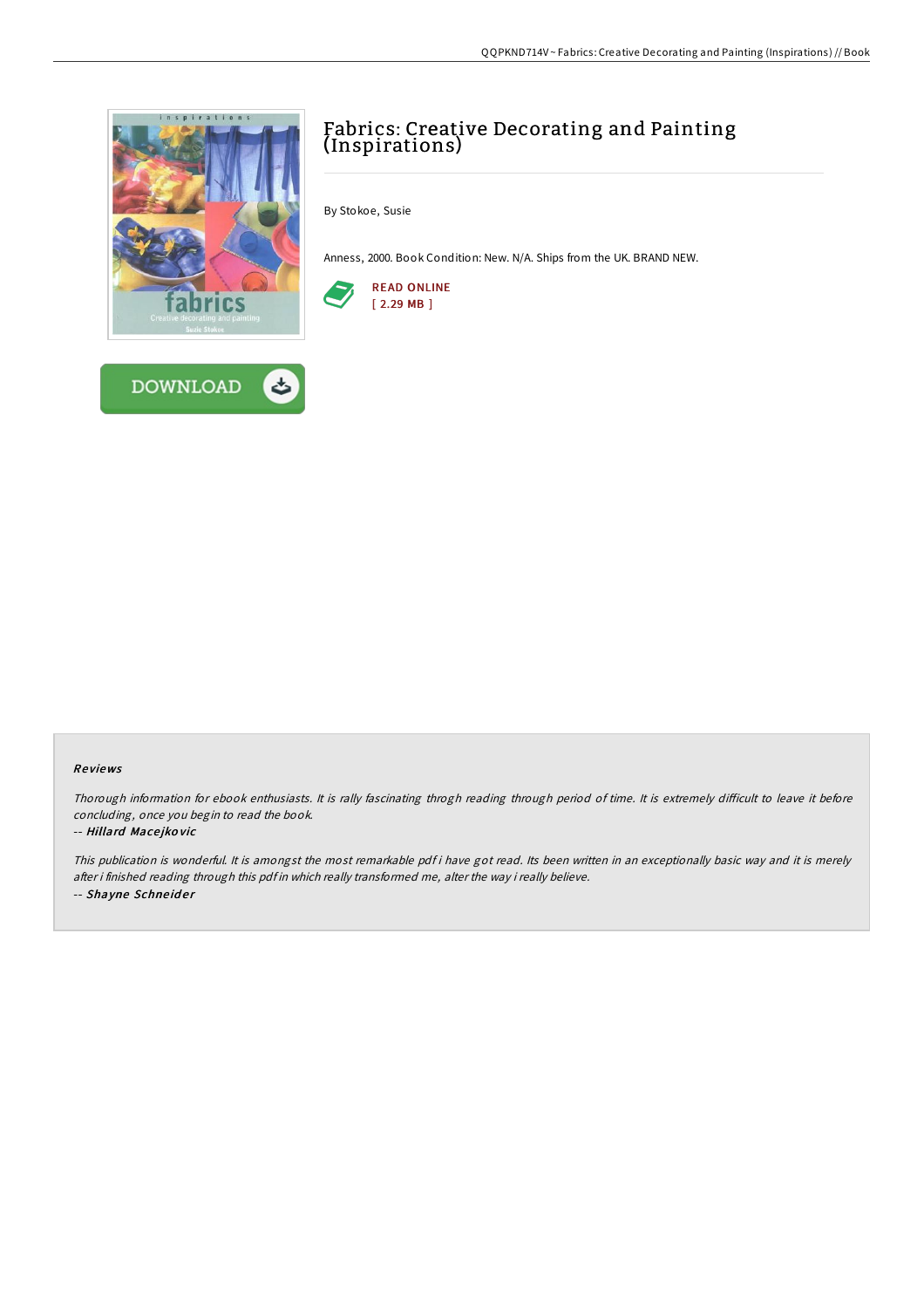# Fabrics: Creative Decorating and Painting (Inspirations)

By Stokoe, Susie

Anness, 2000. Book Condition: New. N/A. Ships from the UK. BRAND NEW.

READ ONLINE
[ 2.29 MB ]

DOWNLOAD

### Reviews

*Thorough information for ebook enthusiasts. It is rally fascinating throgh reading through period of time. It is extremely difficult to leave it before concluding, once you begin to read the book.*

-- ***Hillard Macejkovic***

*This publication is wonderful. It is amongst the most remarkable pdf i have got read. Its been written in an exceptionally basic way and it is merely after i finished reading through this pdf in which really transformed me, alter the way i really believe.*

-- ***Shayne Schneider***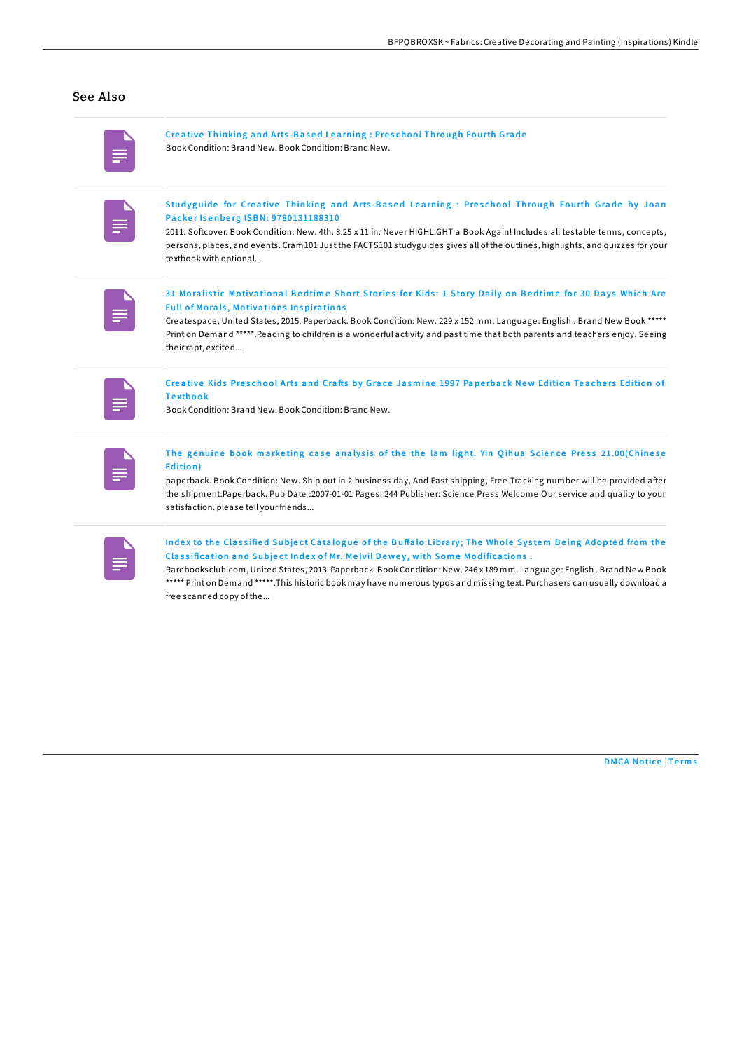## See Also

**Creative Thinking and Arts-Based Learning : Preschool Through Fourth Grade**
Book Condition: Brand New. Book Condition: Brand New.

**Studyguide for Creative Thinking and Arts-Based Learning : Preschool Through Fourth Grade by Joan Packer Isenberg ISBN: 9780131188310**
2011. Softcover. Book Condition: New. 4th. 8.25 x 11 in. Never HIGHLIGHT a Book Again! Includes all testable terms, concepts, persons, places, and events. Cram101 Just the FACTS101 studyguides gives all of the outlines, highlights, and quizzes for your textbook with optional...

**31 Moralistic Motivational Bedtime Short Stories for Kids: 1 Story Daily on Bedtime for 30 Days Which Are Full of Morals, Motivations Inspirations**
Createspace, United States, 2015. Paperback. Book Condition: New. 229 x 152 mm. Language: English . Brand New Book ***** Print on Demand *****.Reading to children is a wonderful activity and past time that both parents and teachers enjoy. Seeing their rapt, excited...

**Creative Kids Preschool Arts and Crafts by Grace Jasmine 1997 Paperback New Edition Teachers Edition of Textbook**
Book Condition: Brand New. Book Condition: Brand New.

**The genuine book marketing case analysis of the the lam light. Yin Qihua Science Press 21.00(Chinese Edition)**
paperback. Book Condition: New. Ship out in 2 business day, And Fast shipping, Free Tracking number will be provided after the shipment.Paperback. Pub Date :2007-01-01 Pages: 244 Publisher: Science Press Welcome Our service and quality to your satisfaction. please tell your friends...

**Index to the Classified Subject Catalogue of the Buffalo Library; The Whole System Being Adopted from the Classification and Subject Index of Mr. Melvil Dewey, with Some Modifications .**
Rarebooksclub.com, United States, 2013. Paperback. Book Condition: New. 246 x 189 mm. Language: English . Brand New Book ***** Print on Demand *****.This historic book may have numerous typos and missing text. Purchasers can usually download a free scanned copy of the...

DMCA Notice | Terms